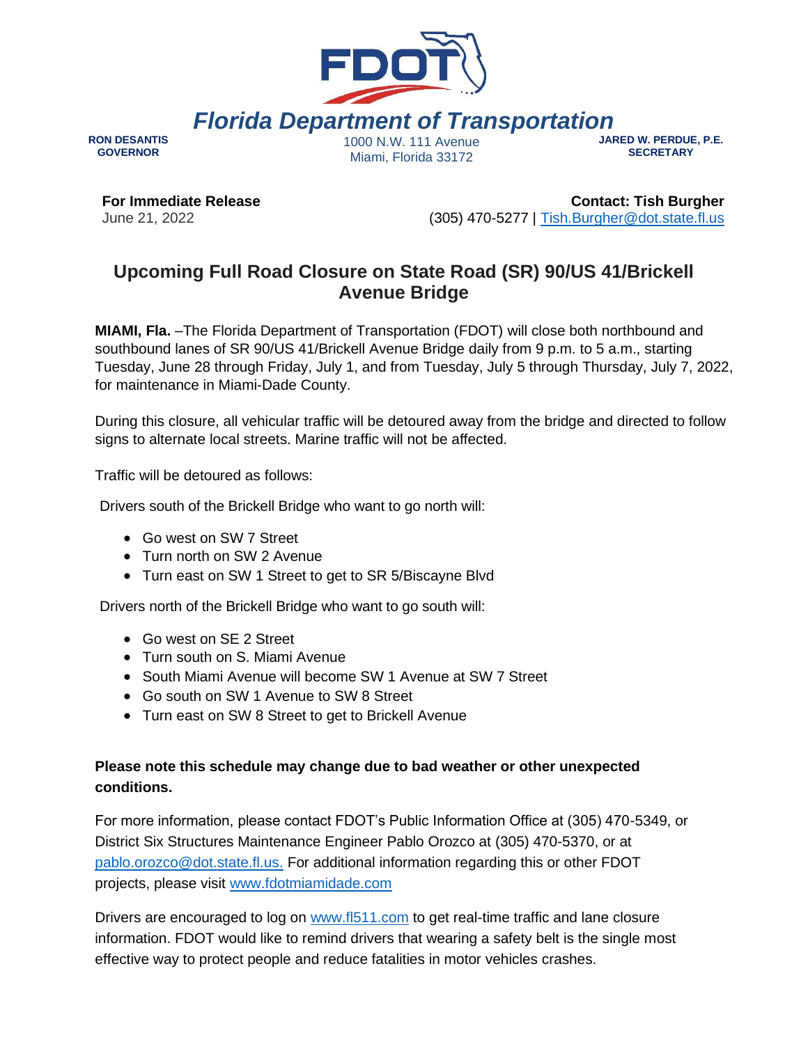# Florida Department of Transportation

**RON DESANTIS**
**GOVERNOR**

1000 N.W. 111 Avenue
Miami, Florida 33172

**JARED W. PERDUE, P.E.**
**SECRETARY**

**For Immediate Release**
June 21, 2022

**Contact: Tish Burgher**
(305) 470-5277 | Tish.Burgher@dot.state.fl.us

## Upcoming Full Road Closure on State Road (SR) 90/US 41/Brickell Avenue Bridge

**MIAMI, Fla.** –The Florida Department of Transportation (FDOT) will close both northbound and southbound lanes of SR 90/US 41/Brickell Avenue Bridge daily from 9 p.m. to 5 a.m., starting Tuesday, June 28 through Friday, July 1, and from Tuesday, July 5 through Thursday, July 7, 2022, for maintenance in Miami-Dade County.

During this closure, all vehicular traffic will be detoured away from the bridge and directed to follow signs to alternate local streets. Marine traffic will not be affected.

Traffic will be detoured as follows:

Drivers south of the Brickell Bridge who want to go north will:

- Go west on SW 7 Street
- Turn north on SW 2 Avenue
- Turn east on SW 1 Street to get to SR 5/Biscayne Blvd

Drivers north of the Brickell Bridge who want to go south will:

- Go west on SE 2 Street
- Turn south on S. Miami Avenue
- South Miami Avenue will become SW 1 Avenue at SW 7 Street
- Go south on SW 1 Avenue to SW 8 Street
- Turn east on SW 8 Street to get to Brickell Avenue

**Please note this schedule may change due to bad weather or other unexpected conditions.**

For more information, please contact FDOT's Public Information Office at (305) 470-5349, or District Six Structures Maintenance Engineer Pablo Orozco at (305) 470-5370, or at pablo.orozco@dot.state.fl.us. For additional information regarding this or other FDOT projects, please visit www.fdotmiamidade.com

Drivers are encouraged to log on www.fl511.com to get real-time traffic and lane closure information. FDOT would like to remind drivers that wearing a safety belt is the single most effective way to protect people and reduce fatalities in motor vehicles crashes.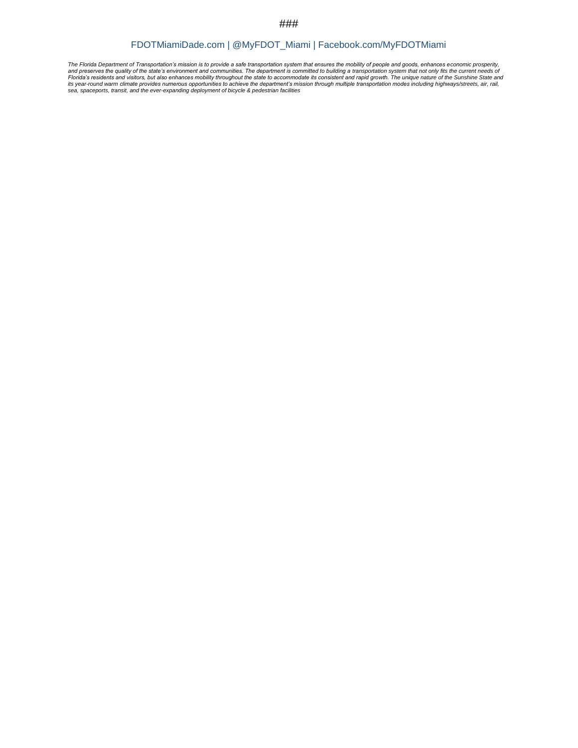###

FDOTMiamiDade.com | @MyFDOT_Miami | Facebook.com/MyFDOTMiami

*The Florida Department of Transportation's mission is to provide a safe transportation system that ensures the mobility of people and goods, enhances economic prosperity, and preserves the quality of the state's environment and communities. The department is committed to building a transportation system that not only fits the current needs of Florida's residents and visitors, but also enhances mobility throughout the state to accommodate its consistent and rapid growth. The unique nature of the Sunshine State and its year-round warm climate provides numerous opportunities to achieve the department's mission through multiple transportation modes including highways/streets, air, rail, sea, spaceports, transit, and the ever-expanding deployment of bicycle & pedestrian facilities*